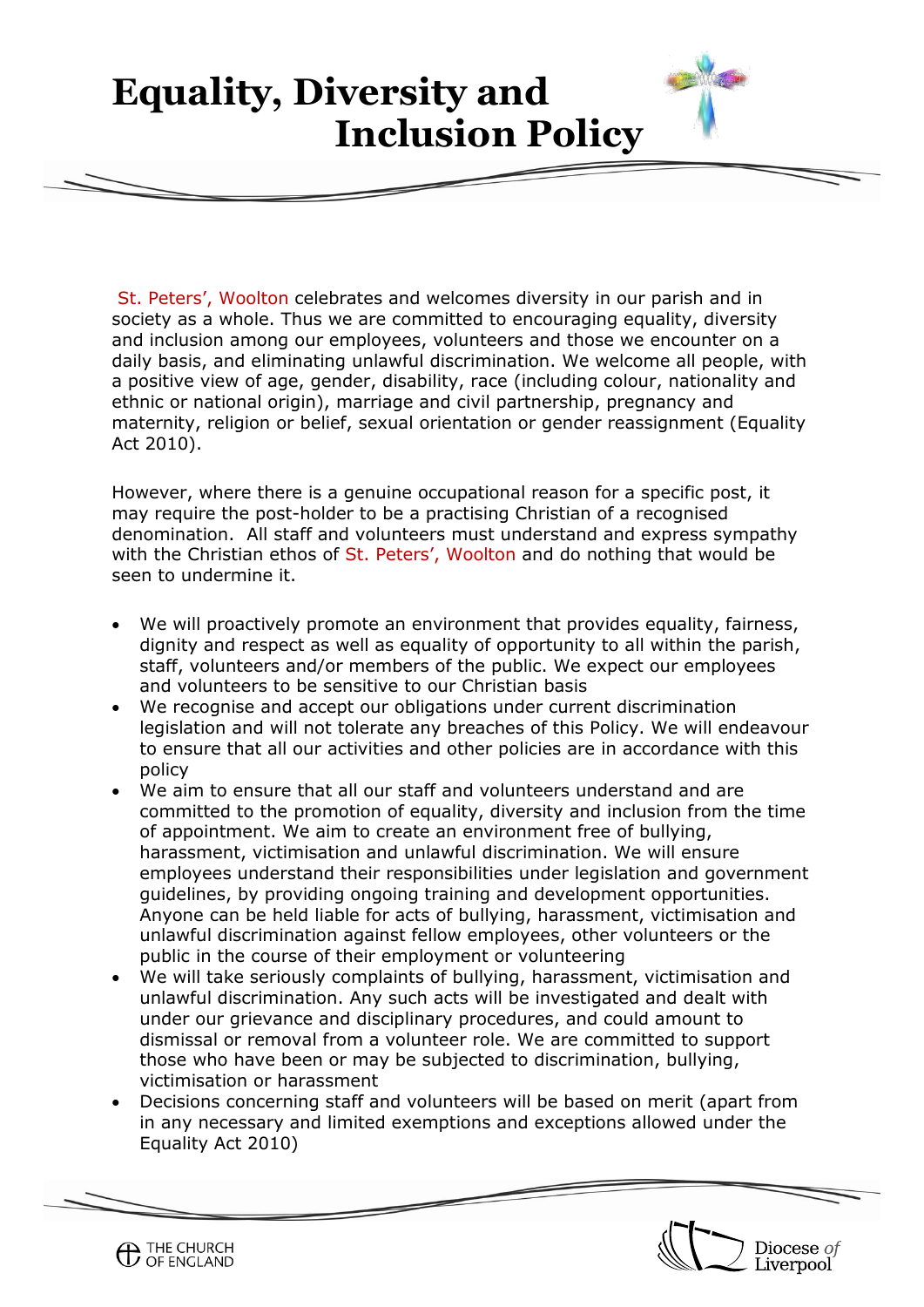# Equality, Diversity and Inclusion Policy

St. Peters', Woolton celebrates and welcomes diversity in our parish and in society as a whole. Thus we are committed to encouraging equality, diversity and inclusion among our employees, volunteers and those we encounter on a daily basis, and eliminating unlawful discrimination. We welcome all people, with a positive view of age, gender, disability, race (including colour, nationality and ethnic or national origin), marriage and civil partnership, pregnancy and maternity, religion or belief, sexual orientation or gender reassignment (Equality Act 2010).

However, where there is a genuine occupational reason for a specific post, it may require the post-holder to be a practising Christian of a recognised denomination. All staff and volunteers must understand and express sympathy with the Christian ethos of St. Peters', Woolton and do nothing that would be seen to undermine it.

- We will proactively promote an environment that provides equality, fairness, dignity and respect as well as equality of opportunity to all within the parish, staff, volunteers and/or members of the public. We expect our employees and volunteers to be sensitive to our Christian basis
- We recognise and accept our obligations under current discrimination legislation and will not tolerate any breaches of this Policy. We will endeavour to ensure that all our activities and other policies are in accordance with this policy
- We aim to ensure that all our staff and volunteers understand and are committed to the promotion of equality, diversity and inclusion from the time of appointment. We aim to create an environment free of bullying, harassment, victimisation and unlawful discrimination. We will ensure employees understand their responsibilities under legislation and government guidelines, by providing ongoing training and development opportunities. Anyone can be held liable for acts of bullying, harassment, victimisation and unlawful discrimination against fellow employees, other volunteers or the public in the course of their employment or volunteering
- We will take seriously complaints of bullying, harassment, victimisation and unlawful discrimination. Any such acts will be investigated and dealt with under our grievance and disciplinary procedures, and could amount to dismissal or removal from a volunteer role. We are committed to support those who have been or may be subjected to discrimination, bullying, victimisation or harassment
- Decisions concerning staff and volunteers will be based on merit (apart from in any necessary and limited exemptions and exceptions allowed under the Equality Act 2010)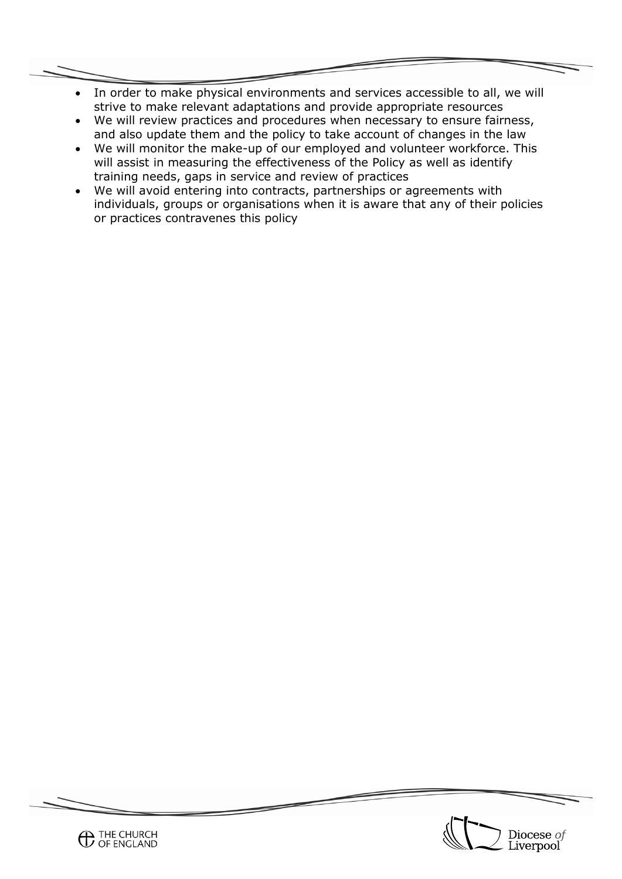- In order to make physical environments and services accessible to all, we will strive to make relevant adaptations and provide appropriate resources
- We will review practices and procedures when necessary to ensure fairness, and also update them and the policy to take account of changes in the law
- We will monitor the make-up of our employed and volunteer workforce. This will assist in measuring the effectiveness of the Policy as well as identify training needs, gaps in service and review of practices
- We will avoid entering into contracts, partnerships or agreements with individuals, groups or organisations when it is aware that any of their policies or practices contravenes this policy